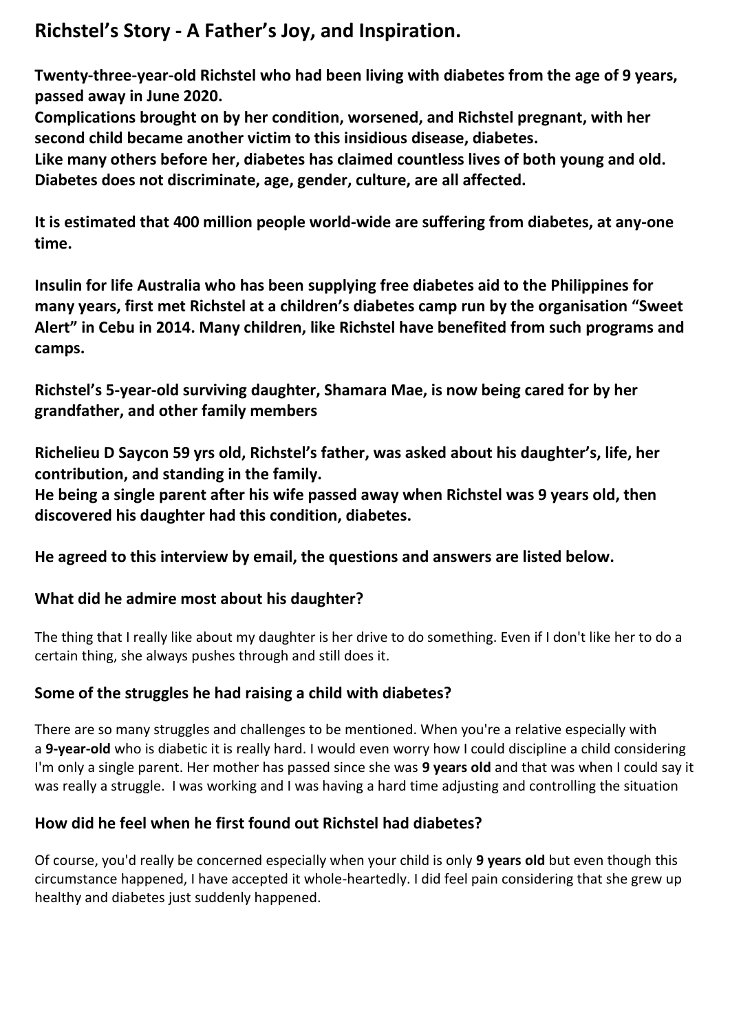# Richstel's Story - A Father's Joy, and Inspiration.

**Twenty-three-year-old Richstel who had been living with diabetes from the age of 9 years, passed away in June 2020.**
**Complications brought on by her condition, worsened, and Richstel pregnant, with her second child became another victim to this insidious disease, diabetes.**
**Like many others before her, diabetes has claimed countless lives of both young and old. Diabetes does not discriminate, age, gender, culture, are all affected.**

**It is estimated that 400 million people world-wide are suffering from diabetes, at any-one time.**

**Insulin for life Australia who has been supplying free diabetes aid to the Philippines for many years, first met Richstel at a children's diabetes camp run by the organisation "Sweet Alert" in Cebu in 2014. Many children, like Richstel have benefited from such programs and camps.**

**Richstel's 5-year-old surviving daughter, Shamara Mae, is now being cared for by her grandfather, and other family members**

**Richelieu D Saycon 59 yrs old, Richstel's father, was asked about his daughter's, life, her contribution, and standing in the family.**
**He being a single parent after his wife passed away when Richstel was 9 years old, then discovered his daughter had this condition, diabetes.**

**He agreed to this interview by email, the questions and answers are listed below.**

### What did he admire most about his daughter?

The thing that I really like about my daughter is her drive to do something. Even if I don't like her to do a certain thing, she always pushes through and still does it.

### Some of the struggles he had raising a child with diabetes?

There are so many struggles and challenges to be mentioned. When you're a relative especially with a **9-year-old** who is diabetic it is really hard. I would even worry how I could discipline a child considering I'm only a single parent. Her mother has passed since she was **9 years old** and that was when I could say it was really a struggle. I was working and I was having a hard time adjusting and controlling the situation

### How did he feel when he first found out Richstel had diabetes?

Of course, you'd really be concerned especially when your child is only **9 years old** but even though this circumstance happened, I have accepted it whole-heartedly. I did feel pain considering that she grew up healthy and diabetes just suddenly happened.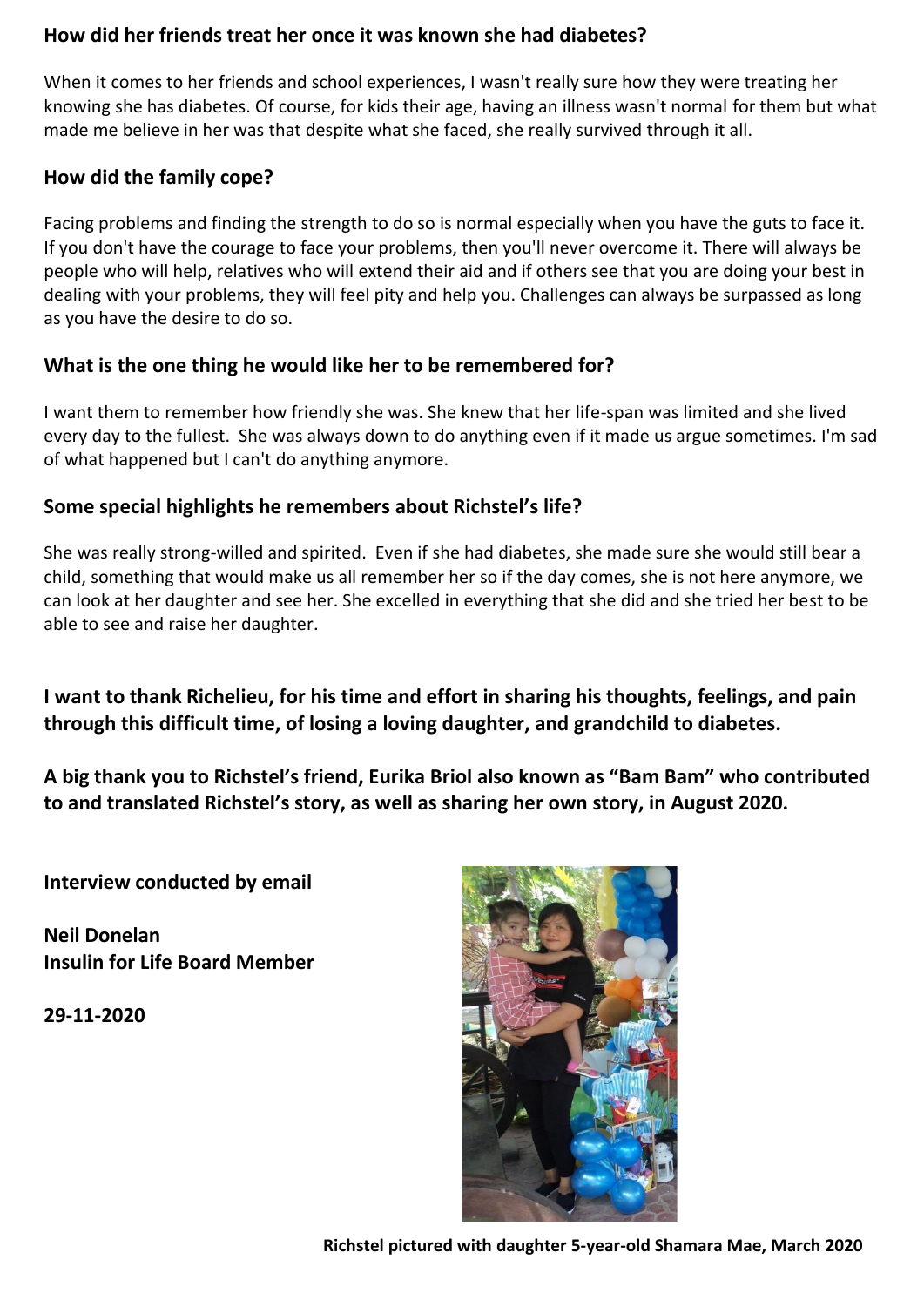### How did her friends treat her once it was known she had diabetes?

When it comes to her friends and school experiences, I wasn't really sure how they were treating her knowing she has diabetes. Of course, for kids their age, having an illness wasn't normal for them but what made me believe in her was that despite what she faced, she really survived through it all.

### How did the family cope?

Facing problems and finding the strength to do so is normal especially when you have the guts to face it. If you don't have the courage to face your problems, then you'll never overcome it. There will always be people who will help, relatives who will extend their aid and if others see that you are doing your best in dealing with your problems, they will feel pity and help you. Challenges can always be surpassed as long as you have the desire to do so.

### What is the one thing he would like her to be remembered for?

I want them to remember how friendly she was. She knew that her life-span was limited and she lived every day to the fullest. She was always down to do anything even if it made us argue sometimes. I'm sad of what happened but I can't do anything anymore.

### Some special highlights he remembers about Richstel's life?

She was really strong-willed and spirited. Even if she had diabetes, she made sure she would still bear a child, something that would make us all remember her so if the day comes, she is not here anymore, we can look at her daughter and see her. She excelled in everything that she did and she tried her best to be able to see and raise her daughter.

**I want to thank Richelieu, for his time and effort in sharing his thoughts, feelings, and pain through this difficult time, of losing a loving daughter, and grandchild to diabetes.**

**A big thank you to Richstel's friend, Eurika Briol also known as "Bam Bam" who contributed to and translated Richstel's story, as well as sharing her own story, in August 2020.**

**Interview conducted by email**

**Neil Donelan**
**Insulin for Life Board Member**

**29-11-2020**

**Richstel pictured with daughter 5-year-old Shamara Mae, March 2020**